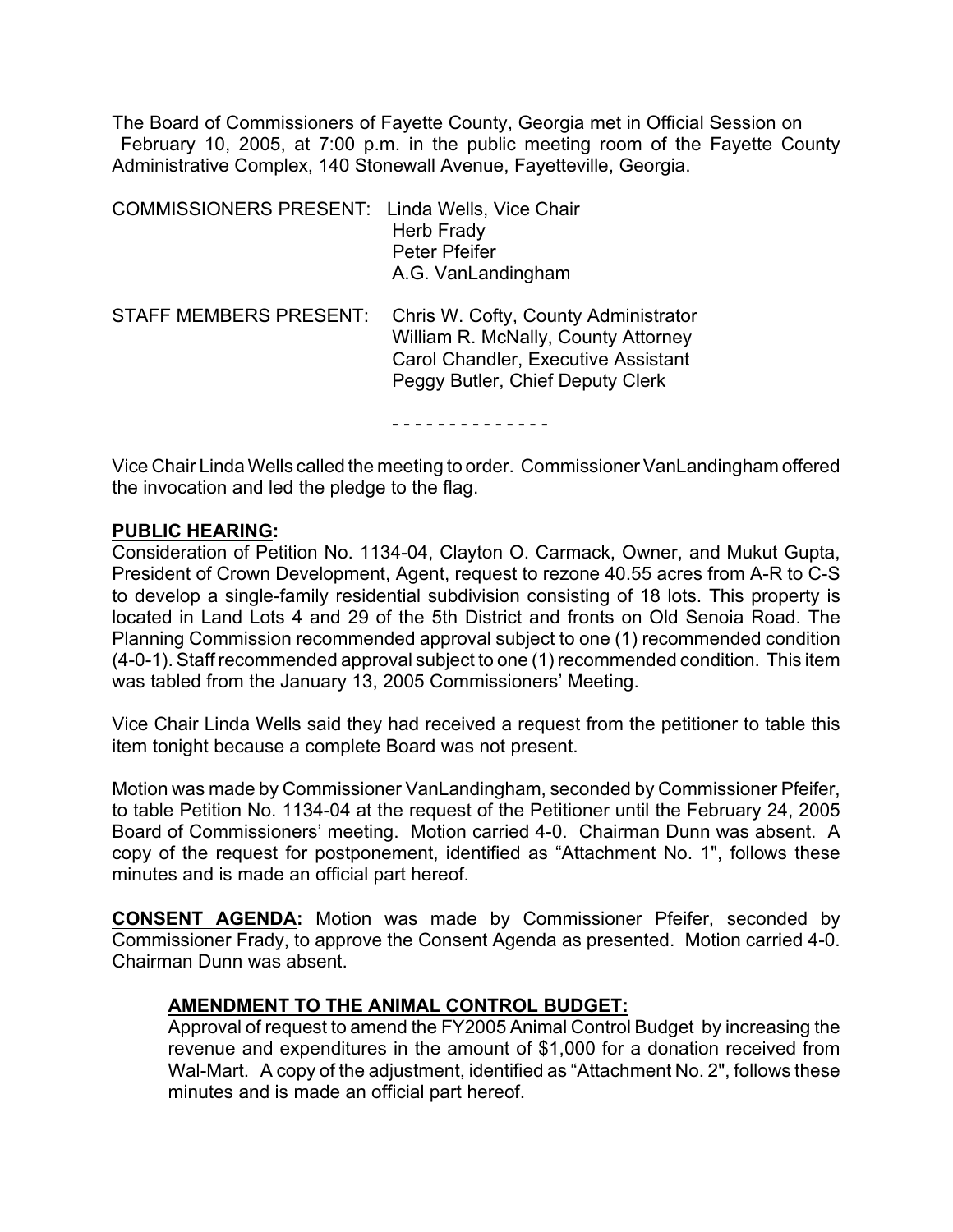The Board of Commissioners of Fayette County, Georgia met in Official Session on February 10, 2005, at 7:00 p.m. in the public meeting room of the Fayette County Administrative Complex, 140 Stonewall Avenue, Fayetteville, Georgia.

| | |
|---|---|
| COMMISSIONERS PRESENT: | Linda Wells, Vice Chair<br>Herb Frady<br>Peter Pfeifer<br>A.G. VanLandingham |
| STAFF MEMBERS PRESENT: | Chris W. Cofty, County Administrator<br>William R. McNally, County Attorney<br>Carol Chandler, Executive Assistant<br>Peggy Butler, Chief Deputy Clerk |

- - - - - - - - - - - - - -

Vice Chair Linda Wells called the meeting to order. Commissioner VanLandingham offered the invocation and led the pledge to the flag.

**PUBLIC HEARING:**

Consideration of Petition No. 1134-04, Clayton O. Carmack, Owner, and Mukut Gupta, President of Crown Development, Agent, request to rezone 40.55 acres from A-R to C-S to develop a single-family residential subdivision consisting of 18 lots. This property is located in Land Lots 4 and 29 of the 5th District and fronts on Old Senoia Road. The Planning Commission recommended approval subject to one (1) recommended condition (4-0-1). Staff recommended approval subject to one (1) recommended condition. This item was tabled from the January 13, 2005 Commissioners' Meeting.

Vice Chair Linda Wells said they had received a request from the petitioner to table this item tonight because a complete Board was not present.

Motion was made by Commissioner VanLandingham, seconded by Commissioner Pfeifer, to table Petition No. 1134-04 at the request of the Petitioner until the February 24, 2005 Board of Commissioners' meeting. Motion carried 4-0. Chairman Dunn was absent. A copy of the request for postponement, identified as "Attachment No. 1", follows these minutes and is made an official part hereof.

**CONSENT AGENDA:** Motion was made by Commissioner Pfeifer, seconded by Commissioner Frady, to approve the Consent Agenda as presented. Motion carried 4-0. Chairman Dunn was absent.

**AMENDMENT TO THE ANIMAL CONTROL BUDGET:**

Approval of request to amend the FY2005 Animal Control Budget by increasing the revenue and expenditures in the amount of $1,000 for a donation received from Wal-Mart. A copy of the adjustment, identified as "Attachment No. 2", follows these minutes and is made an official part hereof.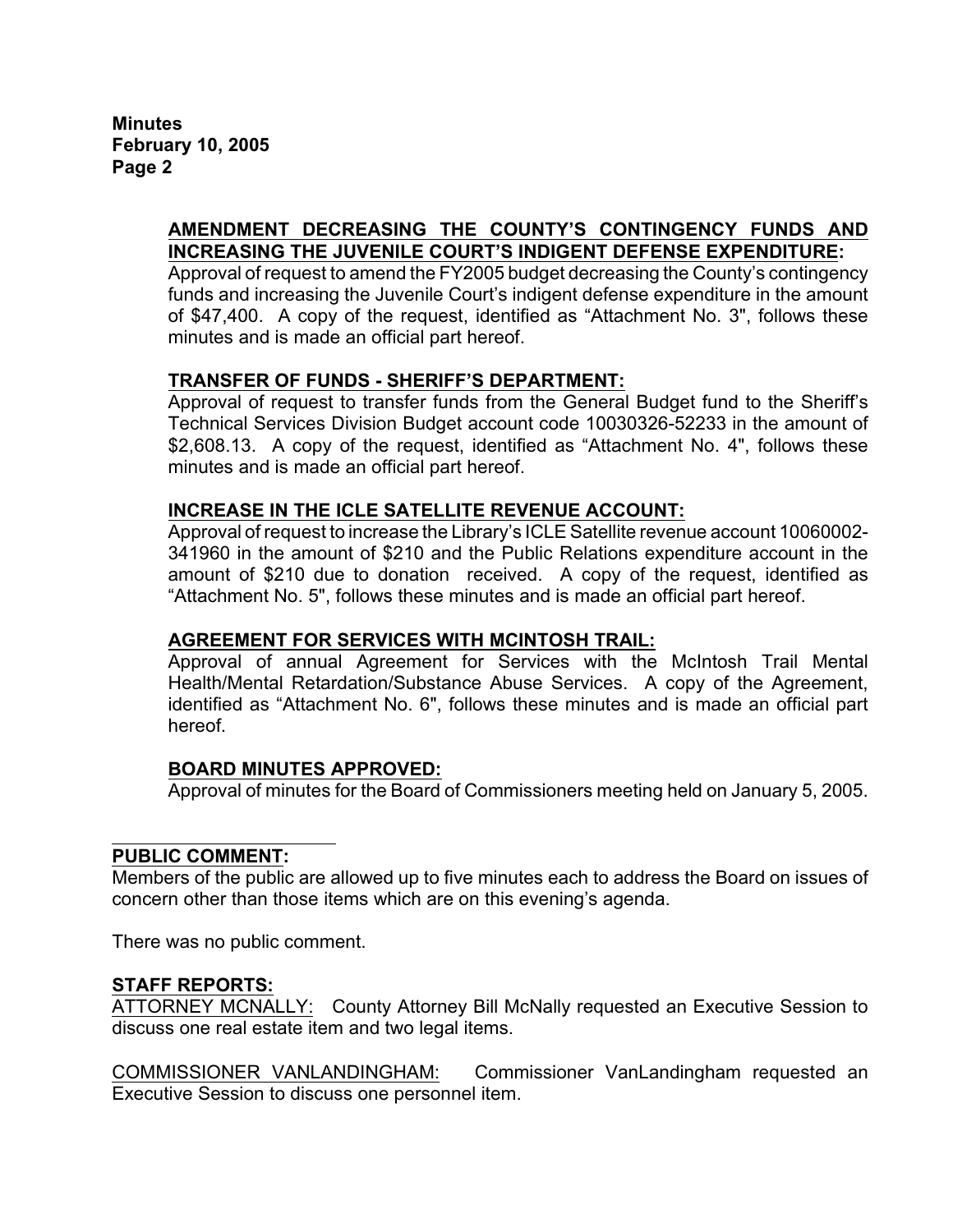### AMENDMENT DECREASING THE COUNTY'S CONTINGENCY FUNDS AND INCREASING THE JUVENILE COURT'S INDIGENT DEFENSE EXPENDITURE:

Approval of request to amend the FY2005 budget decreasing the County's contingency funds and increasing the Juvenile Court's indigent defense expenditure in the amount of $47,400. A copy of the request, identified as "Attachment No. 3", follows these minutes and is made an official part hereof.

### TRANSFER OF FUNDS - SHERIFF'S DEPARTMENT:

Approval of request to transfer funds from the General Budget fund to the Sheriff's Technical Services Division Budget account code 10030326-52233 in the amount of $2,608.13. A copy of the request, identified as "Attachment No. 4", follows these minutes and is made an official part hereof.

### INCREASE IN THE ICLE SATELLITE REVENUE ACCOUNT:

Approval of request to increase the Library's ICLE Satellite revenue account 10060002-341960 in the amount of $210 and the Public Relations expenditure account in the amount of $210 due to donation received. A copy of the request, identified as "Attachment No. 5", follows these minutes and is made an official part hereof.

### AGREEMENT FOR SERVICES WITH MCINTOSH TRAIL:

Approval of annual Agreement for Services with the McIntosh Trail Mental Health/Mental Retardation/Substance Abuse Services. A copy of the Agreement, identified as "Attachment No. 6", follows these minutes and is made an official part hereof.

### BOARD MINUTES APPROVED:

Approval of minutes for the Board of Commissioners meeting held on January 5, 2005.

---

## PUBLIC COMMENT:

Members of the public are allowed up to five minutes each to address the Board on issues of concern other than those items which are on this evening's agenda.

There was no public comment.

## STAFF REPORTS:

ATTORNEY MCNALLY: County Attorney Bill McNally requested an Executive Session to discuss one real estate item and two legal items.

COMMISSIONER VANLANDINGHAM: Commissioner VanLandingham requested an Executive Session to discuss one personnel item.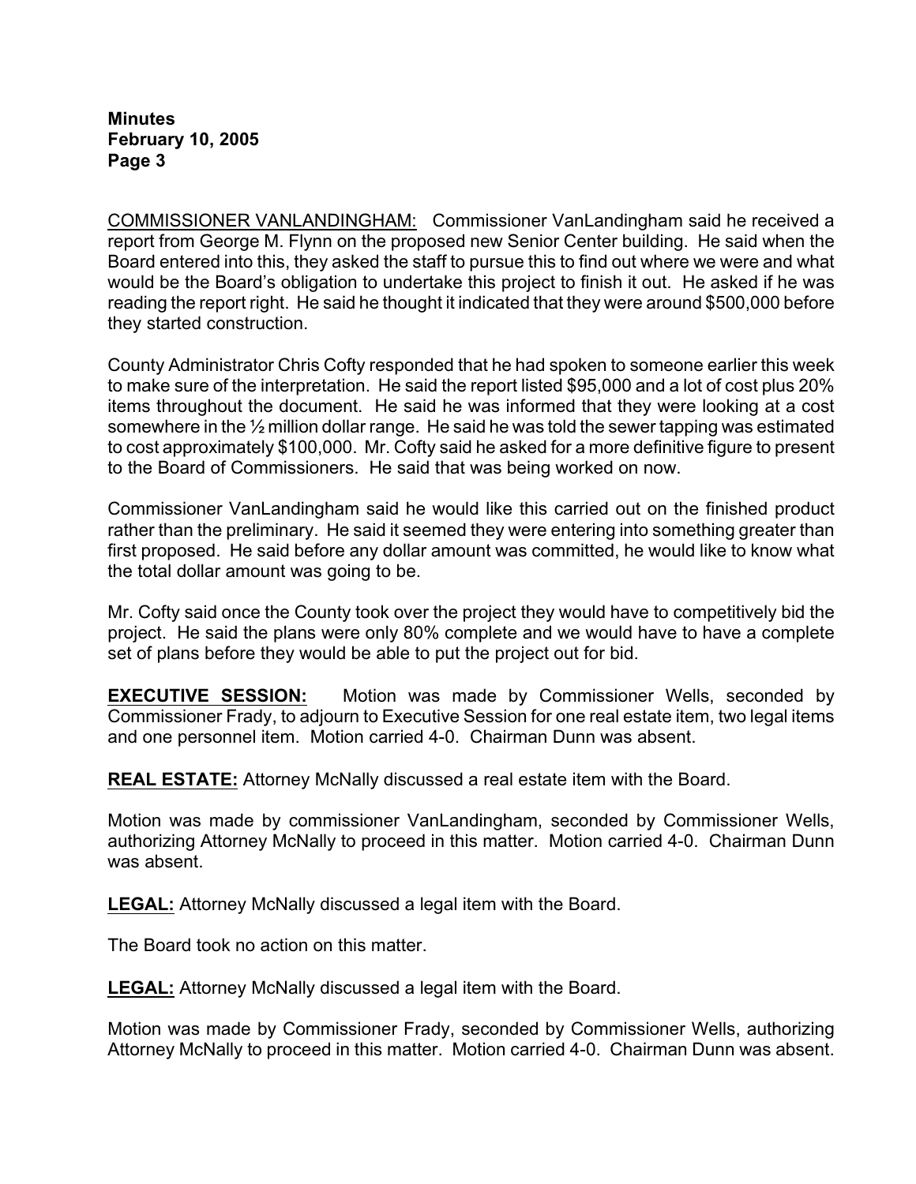COMMISSIONER VANLANDINGHAM: Commissioner VanLandingham said he received a report from George M. Flynn on the proposed new Senior Center building. He said when the Board entered into this, they asked the staff to pursue this to find out where we were and what would be the Board's obligation to undertake this project to finish it out. He asked if he was reading the report right. He said he thought it indicated that they were around $500,000 before they started construction.

County Administrator Chris Cofty responded that he had spoken to someone earlier this week to make sure of the interpretation. He said the report listed $95,000 and a lot of cost plus 20% items throughout the document. He said he was informed that they were looking at a cost somewhere in the ½ million dollar range. He said he was told the sewer tapping was estimated to cost approximately $100,000. Mr. Cofty said he asked for a more definitive figure to present to the Board of Commissioners. He said that was being worked on now.

Commissioner VanLandingham said he would like this carried out on the finished product rather than the preliminary. He said it seemed they were entering into something greater than first proposed. He said before any dollar amount was committed, he would like to know what the total dollar amount was going to be.

Mr. Cofty said once the County took over the project they would have to competitively bid the project. He said the plans were only 80% complete and we would have to have a complete set of plans before they would be able to put the project out for bid.

**EXECUTIVE SESSION:** Motion was made by Commissioner Wells, seconded by Commissioner Frady, to adjourn to Executive Session for one real estate item, two legal items and one personnel item. Motion carried 4-0. Chairman Dunn was absent.

**REAL ESTATE:** Attorney McNally discussed a real estate item with the Board.

Motion was made by commissioner VanLandingham, seconded by Commissioner Wells, authorizing Attorney McNally to proceed in this matter. Motion carried 4-0. Chairman Dunn was absent.

**LEGAL:** Attorney McNally discussed a legal item with the Board.

The Board took no action on this matter.

**LEGAL:** Attorney McNally discussed a legal item with the Board.

Motion was made by Commissioner Frady, seconded by Commissioner Wells, authorizing Attorney McNally to proceed in this matter. Motion carried 4-0. Chairman Dunn was absent.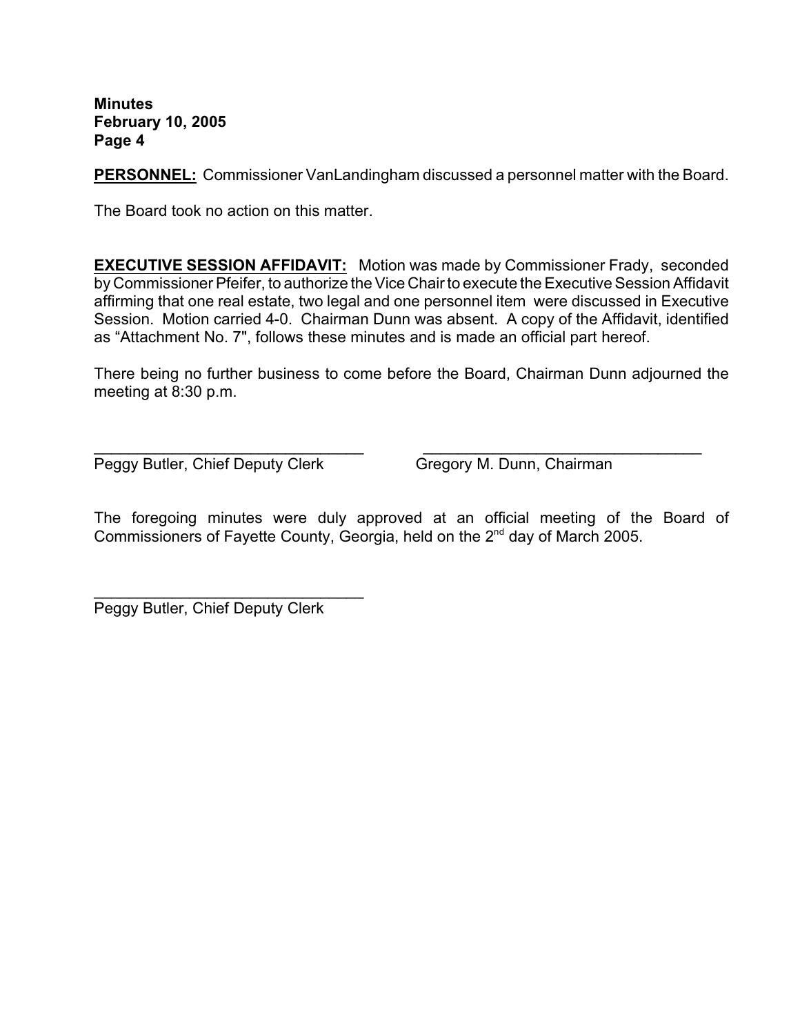**PERSONNEL:** Commissioner VanLandingham discussed a personnel matter with the Board.

The Board took no action on this matter.

**EXECUTIVE SESSION AFFIDAVIT:** Motion was made by Commissioner Frady, seconded by Commissioner Pfeifer, to authorize the Vice Chair to execute the Executive Session Affidavit affirming that one real estate, two legal and one personnel item were discussed in Executive Session. Motion carried 4-0. Chairman Dunn was absent. A copy of the Affidavit, identified as "Attachment No. 7", follows these minutes and is made an official part hereof.

There being no further business to come before the Board, Chairman Dunn adjourned the meeting at 8:30 p.m.

\_\_\_\_\_\_\_\_\_\_\_\_\_\_\_\_\_\_\_\_\_\_\_\_\_\_\_\_\_\_\_\_ \_\_\_\_\_\_\_\_\_\_\_\_\_\_\_\_\_\_\_\_\_\_\_\_\_\_\_\_\_\_\_\_

Peggy Butler, Chief Deputy Clerk Gregory M. Dunn, Chairman

The foregoing minutes were duly approved at an official meeting of the Board of Commissioners of Fayette County, Georgia, held on the 2nd day of March 2005.

\_\_\_\_\_\_\_\_\_\_\_\_\_\_\_\_\_\_\_\_\_\_\_\_\_\_\_\_\_\_\_\_

Peggy Butler, Chief Deputy Clerk